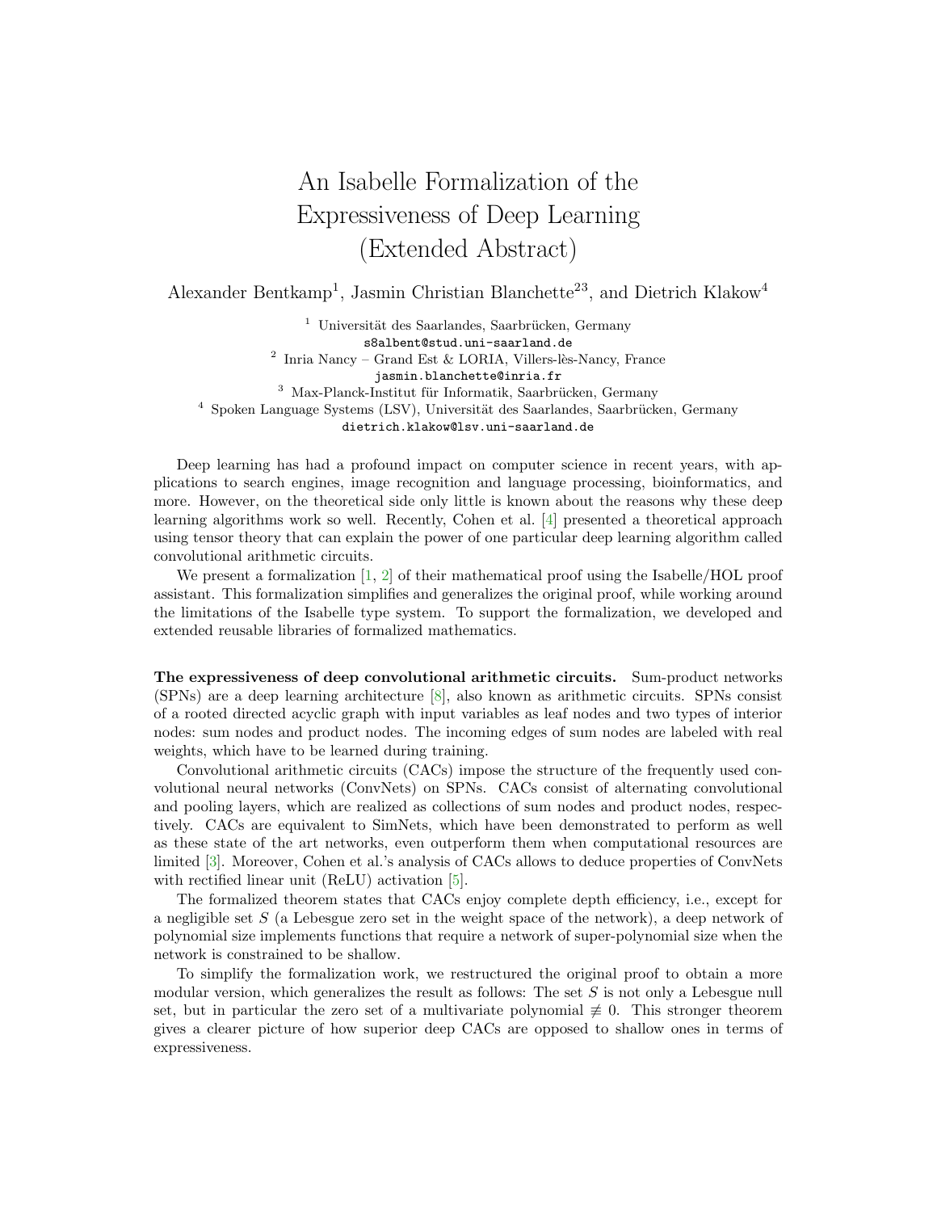# An Isabelle Formalization of the Expressiveness of Deep Learning (Extended Abstract)

Alexander Bentkamp[1], Jasmin Christian Blanchette[23], and Dietrich Klakow[4]

[1] Universität des Saarlandes, Saarbrücken, Germany
s8albent@stud.uni-saarland.de
[2] Inria Nancy – Grand Est & LORIA, Villers-lès-Nancy, France
jasmin.blanchette@inria.fr
[3] Max-Planck-Institut für Informatik, Saarbrücken, Germany
[4] Spoken Language Systems (LSV), Universität des Saarlandes, Saarbrücken, Germany
dietrich.klakow@lsv.uni-saarland.de

Deep learning has had a profound impact on computer science in recent years, with applications to search engines, image recognition and language processing, bioinformatics, and more. However, on the theoretical side only little is known about the reasons why these deep learning algorithms work so well. Recently, Cohen et al. [4] presented a theoretical approach using tensor theory that can explain the power of one particular deep learning algorithm called convolutional arithmetic circuits.

We present a formalization [1, 2] of their mathematical proof using the Isabelle/HOL proof assistant. This formalization simplifies and generalizes the original proof, while working around the limitations of the Isabelle type system. To support the formalization, we developed and extended reusable libraries of formalized mathematics.

**The expressiveness of deep convolutional arithmetic circuits.** Sum-product networks (SPNs) are a deep learning architecture [8], also known as arithmetic circuits. SPNs consist of a rooted directed acyclic graph with input variables as leaf nodes and two types of interior nodes: sum nodes and product nodes. The incoming edges of sum nodes are labeled with real weights, which have to be learned during training.

Convolutional arithmetic circuits (CACs) impose the structure of the frequently used convolutional neural networks (ConvNets) on SPNs. CACs consist of alternating convolutional and pooling layers, which are realized as collections of sum nodes and product nodes, respectively. CACs are equivalent to SimNets, which have been demonstrated to perform as well as these state of the art networks, even outperform them when computational resources are limited [3]. Moreover, Cohen et al.'s analysis of CACs allows to deduce properties of ConvNets with rectified linear unit (ReLU) activation [5].

The formalized theorem states that CACs enjoy complete depth efficiency, i.e., except for a negligible set $S$ (a Lebesgue zero set in the weight space of the network), a deep network of polynomial size implements functions that require a network of super-polynomial size when the network is constrained to be shallow.

To simplify the formalization work, we restructured the original proof to obtain a more modular version, which generalizes the result as follows: The set $S$ is not only a Lebesgue null set, but in particular the zero set of a multivariate polynomial $\not\equiv 0$. This stronger theorem gives a clearer picture of how superior deep CACs are opposed to shallow ones in terms of expressiveness.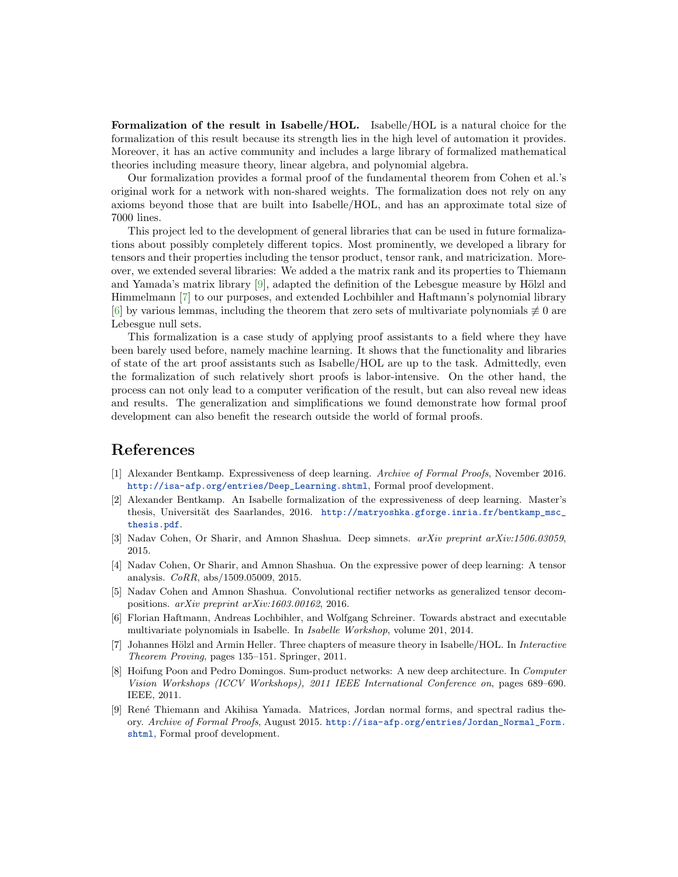**Formalization of the result in Isabelle/HOL.** Isabelle/HOL is a natural choice for the formalization of this result because its strength lies in the high level of automation it provides. Moreover, it has an active community and includes a large library of formalized mathematical theories including measure theory, linear algebra, and polynomial algebra.

Our formalization provides a formal proof of the fundamental theorem from Cohen et al.'s original work for a network with non-shared weights. The formalization does not rely on any axioms beyond those that are built into Isabelle/HOL, and has an approximate total size of 7000 lines.

This project led to the development of general libraries that can be used in future formalizations about possibly completely different topics. Most prominently, we developed a library for tensors and their properties including the tensor product, tensor rank, and matricization. Moreover, we extended several libraries: We added a the matrix rank and its properties to Thiemann and Yamada's matrix library [9], adapted the definition of the Lebesgue measure by Hölzl and Himmelmann [7] to our purposes, and extended Lochbihler and Haftmann's polynomial library [6] by various lemmas, including the theorem that zero sets of multivariate polynomials $\not\equiv 0$ are Lebesgue null sets.

This formalization is a case study of applying proof assistants to a field where they have been barely used before, namely machine learning. It shows that the functionality and libraries of state of the art proof assistants such as Isabelle/HOL are up to the task. Admittedly, even the formalization of such relatively short proofs is labor-intensive. On the other hand, the process can not only lead to a computer verification of the result, but can also reveal new ideas and results. The generalization and simplifications we found demonstrate how formal proof development can also benefit the research outside the world of formal proofs.

## References

[1] Alexander Bentkamp. Expressiveness of deep learning. *Archive of Formal Proofs*, November 2016. http://isa-afp.org/entries/Deep_Learning.shtml, Formal proof development.

[2] Alexander Bentkamp. An Isabelle formalization of the expressiveness of deep learning. Master's thesis, Universität des Saarlandes, 2016. http://matryoshka.gforge.inria.fr/bentkamp_msc_thesis.pdf.

[3] Nadav Cohen, Or Sharir, and Amnon Shashua. Deep simnets. *arXiv preprint arXiv:1506.03059*, 2015.

[4] Nadav Cohen, Or Sharir, and Amnon Shashua. On the expressive power of deep learning: A tensor analysis. *CoRR*, abs/1509.05009, 2015.

[5] Nadav Cohen and Amnon Shashua. Convolutional rectifier networks as generalized tensor decompositions. *arXiv preprint arXiv:1603.00162*, 2016.

[6] Florian Haftmann, Andreas Lochbihler, and Wolfgang Schreiner. Towards abstract and executable multivariate polynomials in Isabelle. In *Isabelle Workshop*, volume 201, 2014.

[7] Johannes Hölzl and Armin Heller. Three chapters of measure theory in Isabelle/HOL. In *Interactive Theorem Proving*, pages 135–151. Springer, 2011.

[8] Hoifung Poon and Pedro Domingos. Sum-product networks: A new deep architecture. In *Computer Vision Workshops (ICCV Workshops), 2011 IEEE International Conference on*, pages 689–690. IEEE, 2011.

[9] René Thiemann and Akihisa Yamada. Matrices, Jordan normal forms, and spectral radius theory. *Archive of Formal Proofs*, August 2015. http://isa-afp.org/entries/Jordan_Normal_Form.shtml, Formal proof development.